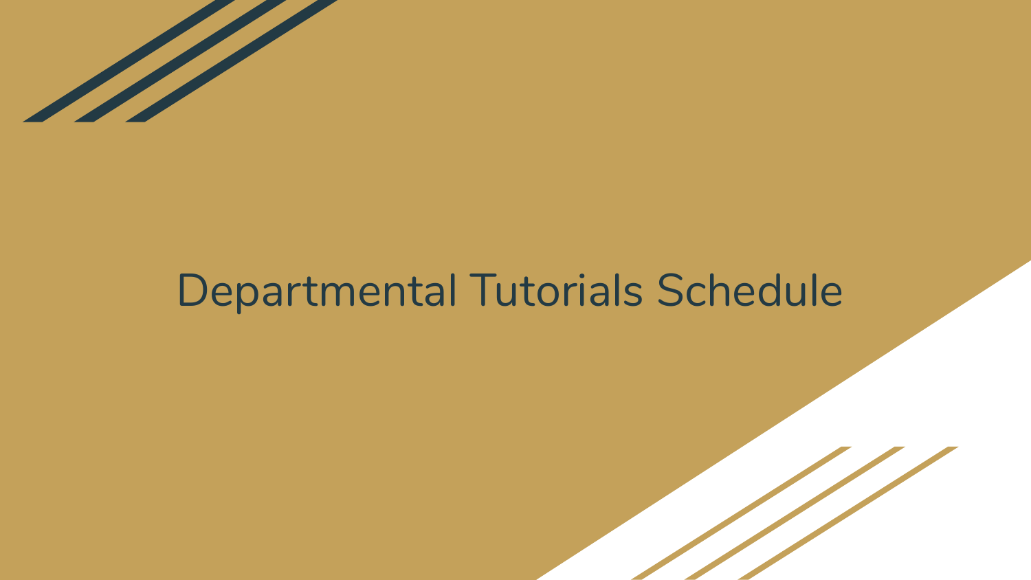# Departmental Tutorials Schedule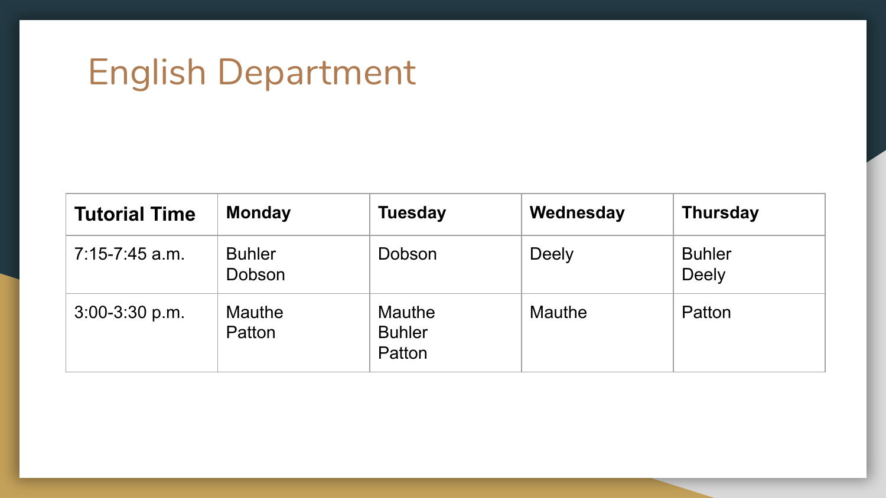# English Department

| Tutorial Time | Monday | Tuesday | Wednesday | Thursday |
|---|---|---|---|---|
| 7:15-7:45 a.m. | Buhler<br>Dobson | Dobson | Deely | Buhler<br>Deely |
| 3:00-3:30 p.m. | Mauthe<br>Patton | Mauthe<br>Buhler<br>Patton | Mauthe | Patton |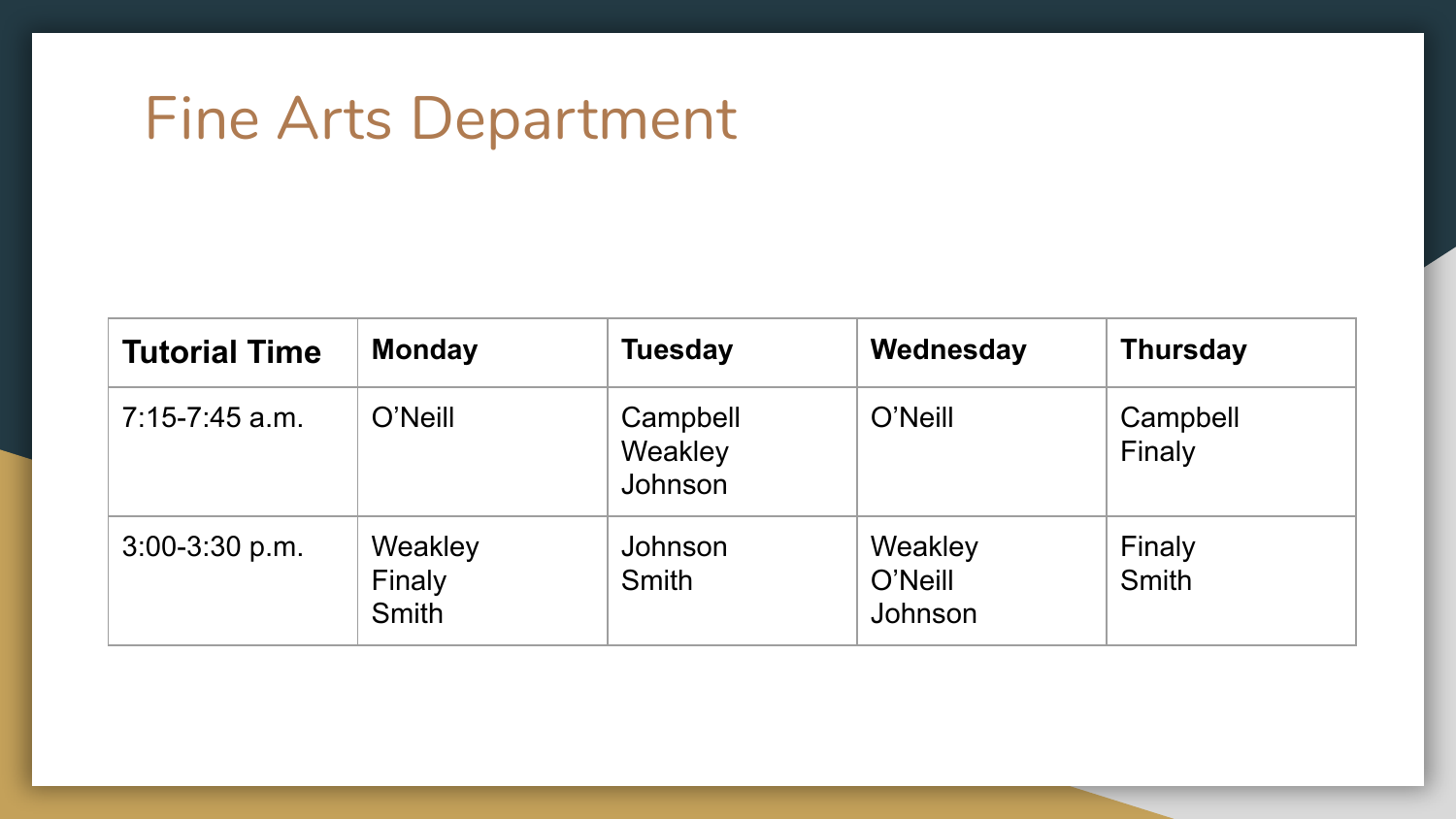# Fine Arts Department

| Tutorial Time | Monday | Tuesday | Wednesday | Thursday |
|---|---|---|---|---|
| 7:15-7:45 a.m. | O'Neill | Campbell<br>Weakley<br>Johnson | O'Neill | Campbell<br>Finaly |
| 3:00-3:30 p.m. | Weakley<br>Finaly<br>Smith | Johnson<br>Smith | Weakley<br>O'Neill<br>Johnson | Finaly<br>Smith |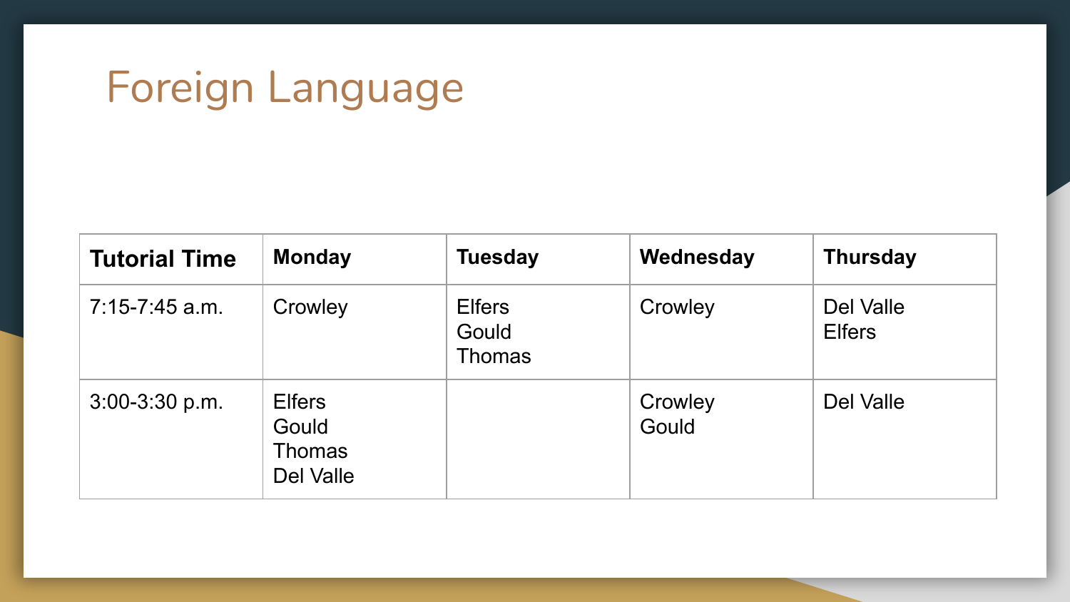# Foreign Language

| Tutorial Time | Monday | Tuesday | Wednesday | Thursday |
|---|---|---|---|---|
| 7:15-7:45 a.m. | Crowley | Elfers<br>Gould<br>Thomas | Crowley | Del Valle<br>Elfers |
| 3:00-3:30 p.m. | Elfers<br>Gould<br>Thomas<br>Del Valle | | Crowley<br>Gould | Del Valle |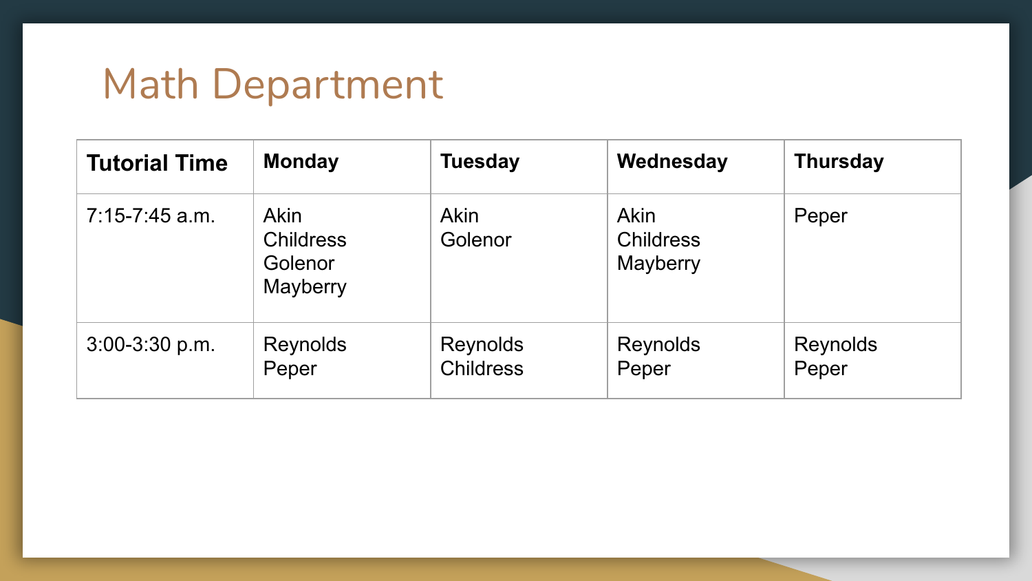# Math Department

| Tutorial Time | Monday | Tuesday | Wednesday | Thursday |
|---|---|---|---|---|
| 7:15-7:45 a.m. | Akin<br>Childress<br>Golenor<br>Mayberry | Akin<br>Golenor | Akin<br>Childress<br>Mayberry | Peper |
| 3:00-3:30 p.m. | Reynolds<br>Peper | Reynolds<br>Childress | Reynolds<br>Peper | Reynolds<br>Peper |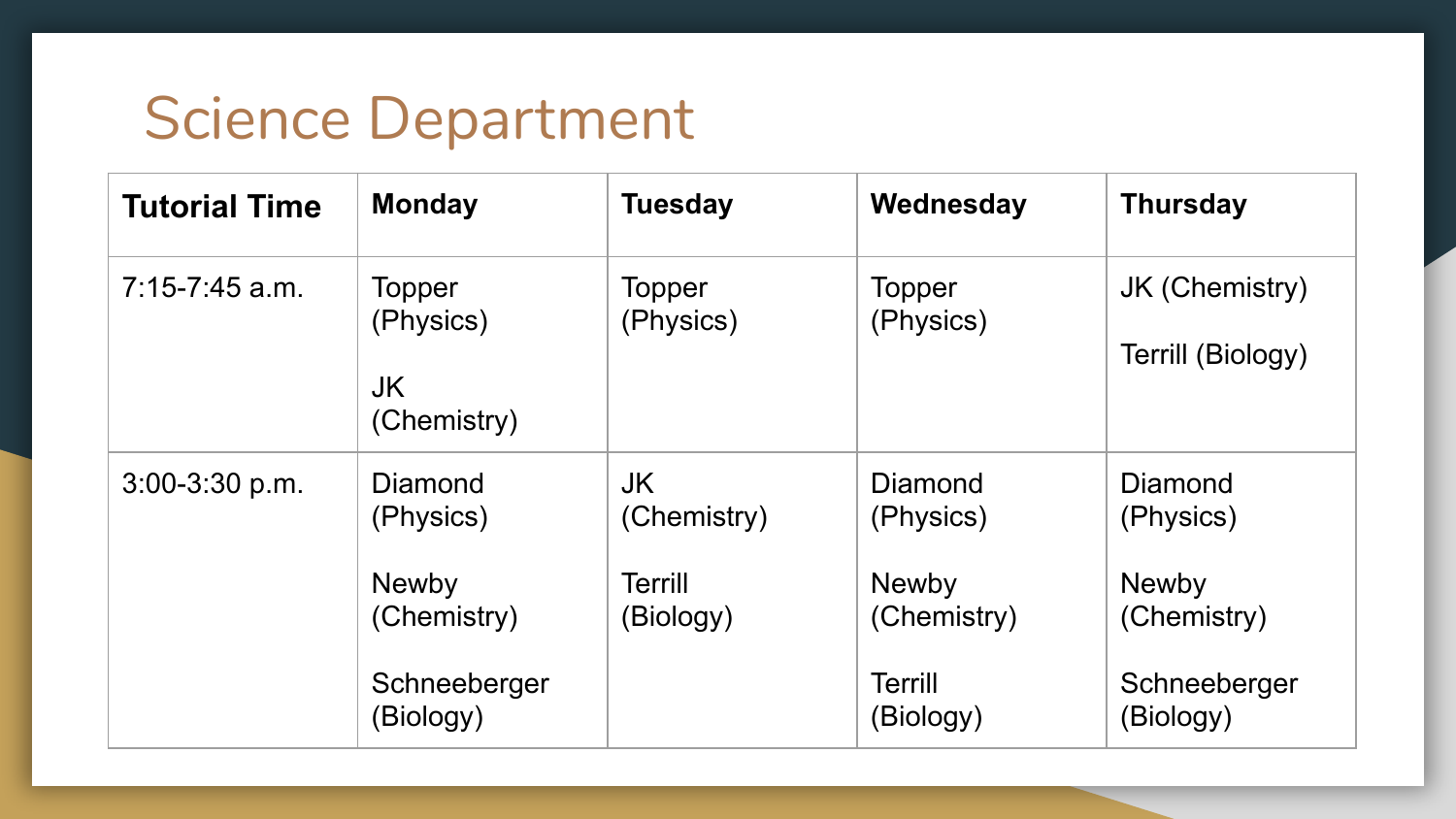# Science Department

| Tutorial Time | Monday | Tuesday | Wednesday | Thursday |
| --- | --- | --- | --- | --- |
| 7:15-7:45 a.m. | Topper (Physics)<br><br>JK (Chemistry) | Topper (Physics) | Topper (Physics) | JK (Chemistry)<br><br>Terrill (Biology) |
| 3:00-3:30 p.m. | Diamond (Physics)<br><br>Newby (Chemistry)<br><br>Schneeberger (Biology) | JK (Chemistry)<br><br>Terrill (Biology) | Diamond (Physics)<br><br>Newby (Chemistry)<br><br>Terrill (Biology) | Diamond (Physics)<br><br>Newby (Chemistry)<br><br>Schneeberger (Biology) |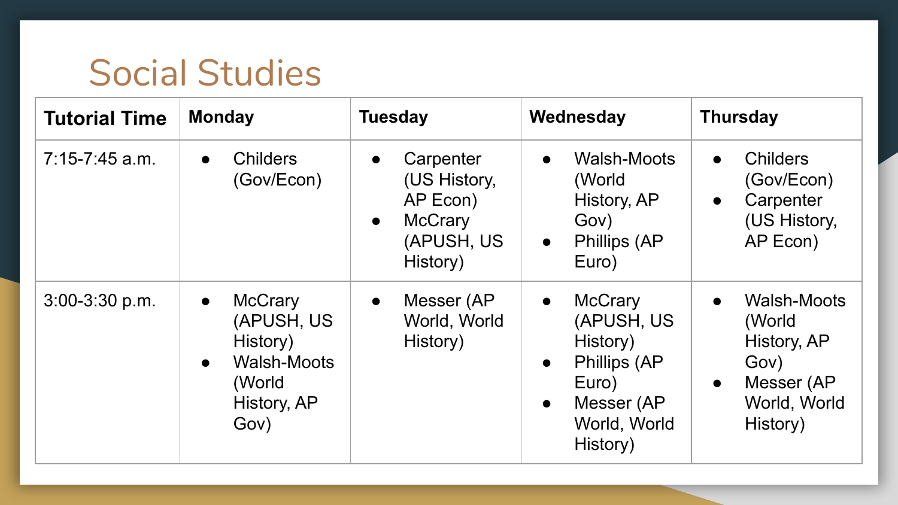# Social Studies

| Tutorial Time | Monday | Tuesday | Wednesday | Thursday |
| --- | --- | --- | --- | --- |
| 7:15-7:45 a.m. | • Childers (Gov/Econ) | • Carpenter (US History, AP Econ)<br>• McCrary (APUSH, US History) | • Walsh-Moots (World History, AP Gov)<br>• Phillips (AP Euro) | • Childers (Gov/Econ)<br>• Carpenter (US History, AP Econ) |
| 3:00-3:30 p.m. | • McCrary (APUSH, US History)<br>• Walsh-Moots (World History, AP Gov) | • Messer (AP World, World History) | • McCrary (APUSH, US History)<br>• Phillips (AP Euro)<br>• Messer (AP World, World History) | • Walsh-Moots (World History, AP Gov)<br>• Messer (AP World, World History) |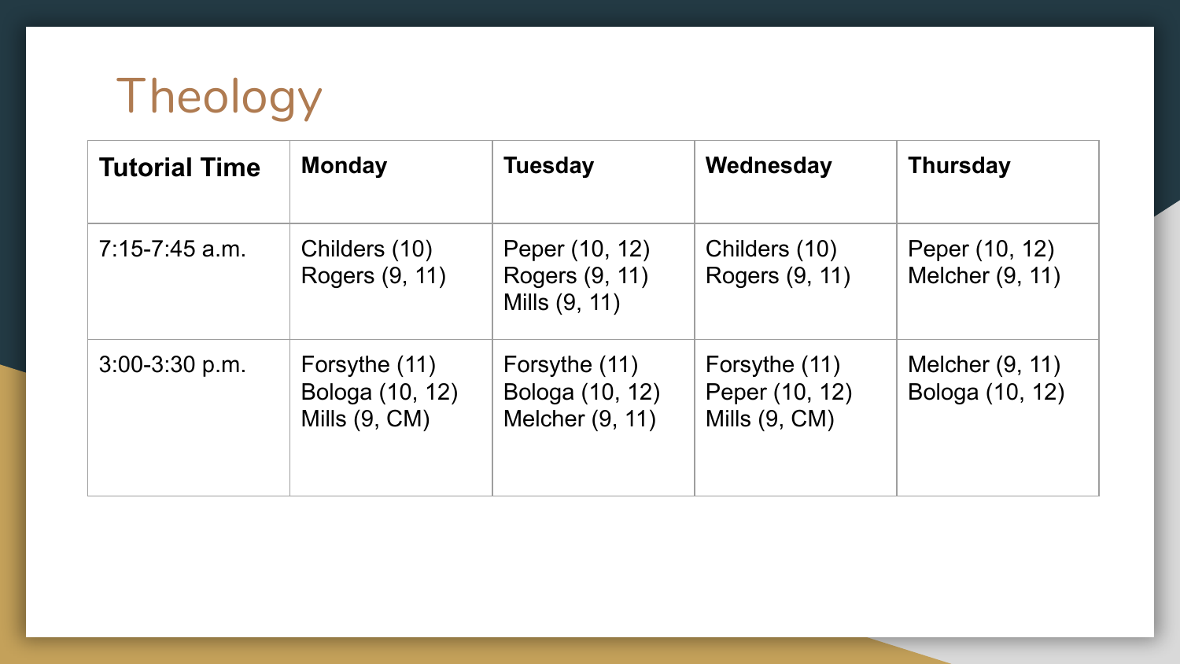# Theology

| Tutorial Time | Monday | Tuesday | Wednesday | Thursday |
|---|---|---|---|---|
| 7:15-7:45 a.m. | Childers (10)<br>Rogers (9, 11) | Peper (10, 12)<br>Rogers (9, 11)<br>Mills (9, 11) | Childers (10)<br>Rogers (9, 11) | Peper (10, 12)<br>Melcher (9, 11) |
| 3:00-3:30 p.m. | Forsythe (11)<br>Bologa (10, 12)<br>Mills (9, CM) | Forsythe (11)<br>Bologa (10, 12)<br>Melcher (9, 11) | Forsythe (11)<br>Peper (10, 12)<br>Mills (9, CM) | Melcher (9, 11)<br>Bologa (10, 12) |